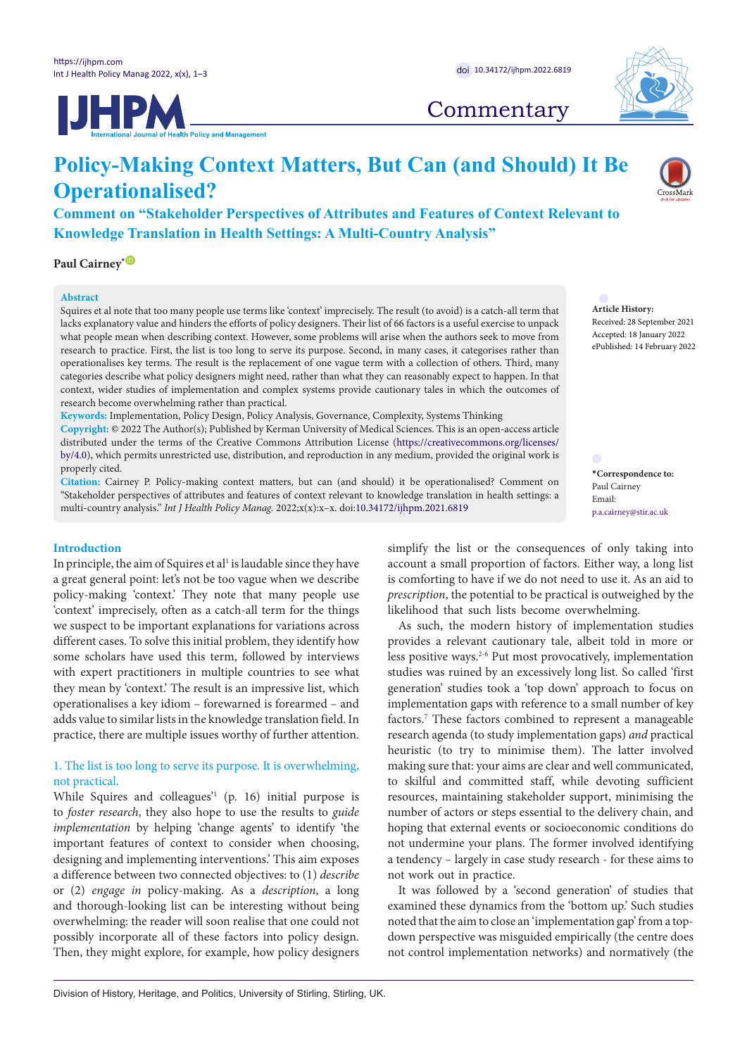Commentary

# Policy-Making Context Matters, But Can (and Should) It Be Operationalised?

## Comment on "Stakeholder Perspectives of Attributes and Features of Context Relevant to Knowledge Translation in Health Settings: A Multi-Country Analysis"

**Paul Cairney***

**Abstract**

Squires et al note that too many people use terms like 'context' imprecisely. The result (to avoid) is a catch-all term that lacks explanatory value and hinders the efforts of policy designers. Their list of 66 factors is a useful exercise to unpack what people mean when describing context. However, some problems will arise when the authors seek to move from research to practice. First, the list is too long to serve its purpose. Second, in many cases, it categorises rather than operationalises key terms. The result is the replacement of one vague term with a collection of others. Third, many categories describe what policy designers might need, rather than what they can reasonably expect to happen. In that context, wider studies of implementation and complex systems provide cautionary tales in which the outcomes of research become overwhelming rather than practical.

**Keywords:** Implementation, Policy Design, Policy Analysis, Governance, Complexity, Systems Thinking

**Copyright:** © 2022 The Author(s); Published by Kerman University of Medical Sciences. This is an open-access article distributed under the terms of the Creative Commons Attribution License (https://creativecommons.org/licenses/by/4.0), which permits unrestricted use, distribution, and reproduction in any medium, provided the original work is properly cited.

**Citation:** Cairney P. Policy-making context matters, but can (and should) it be operationalised? Comment on "Stakeholder perspectives of attributes and features of context relevant to knowledge translation in health settings: a multi-country analysis." *Int J Health Policy Manag.* 2022;x(x):x–x. doi:10.34172/ijhpm.2021.6819

**Article History:**
Received: 28 September 2021
Accepted: 18 January 2022
ePublished: 14 February 2022

***Correspondence to:**
Paul Cairney
Email: p.a.cairney@stir.ac.uk

## Introduction

In principle, the aim of Squires et al[1] is laudable since they have a great general point: let's not be too vague when we describe policy-making 'context.' They note that many people use 'context' imprecisely, often as a catch-all term for the things we suspect to be important explanations for variations across different cases. To solve this initial problem, they identify how some scholars have used this term, followed by interviews with expert practitioners in multiple countries to see what they mean by 'context.' The result is an impressive list, which operationalises a key idiom – forewarned is forearmed – and adds value to similar lists in the knowledge translation field. In practice, there are multiple issues worthy of further attention.

### 1. The list is too long to serve its purpose. It is overwhelming, not practical.

While Squires and colleagues'[1] (p. 16) initial purpose is to *foster research*, they also hope to use the results to *guide implementation* by helping 'change agents' to identify 'the important features of context to consider when choosing, designing and implementing interventions.' This aim exposes a difference between two connected objectives: to (1) *describe* or (2) *engage in* policy-making. As a *description*, a long and thorough-looking list can be interesting without being overwhelming: the reader will soon realise that one could not possibly incorporate all of these factors into policy design. Then, they might explore, for example, how policy designers simplify the list or the consequences of only taking into account a small proportion of factors. Either way, a long list is comforting to have if we do not need to use it. As an aid to *prescription*, the potential to be practical is outweighed by the likelihood that such lists become overwhelming.

As such, the modern history of implementation studies provides a relevant cautionary tale, albeit told in more or less positive ways.[2-6] Put most provocatively, implementation studies was ruined by an excessively long list. So called 'first generation' studies took a 'top down' approach to focus on implementation gaps with reference to a small number of key factors.[7] These factors combined to represent a manageable research agenda (to study implementation gaps) *and* practical heuristic (to try to minimise them). The latter involved making sure that: your aims are clear and well communicated, to skilful and committed staff, while devoting sufficient resources, maintaining stakeholder support, minimising the number of actors or steps essential to the delivery chain, and hoping that external events or socioeconomic conditions do not undermine your plans. The former involved identifying a tendency – largely in case study research - for these aims to not work out in practice.

It was followed by a 'second generation' of studies that examined these dynamics from the 'bottom up.' Such studies noted that the aim to close an 'implementation gap' from a top-down perspective was misguided empirically (the centre does not control implementation networks) and normatively (the

Division of History, Heritage, and Politics, University of Stirling, Stirling, UK.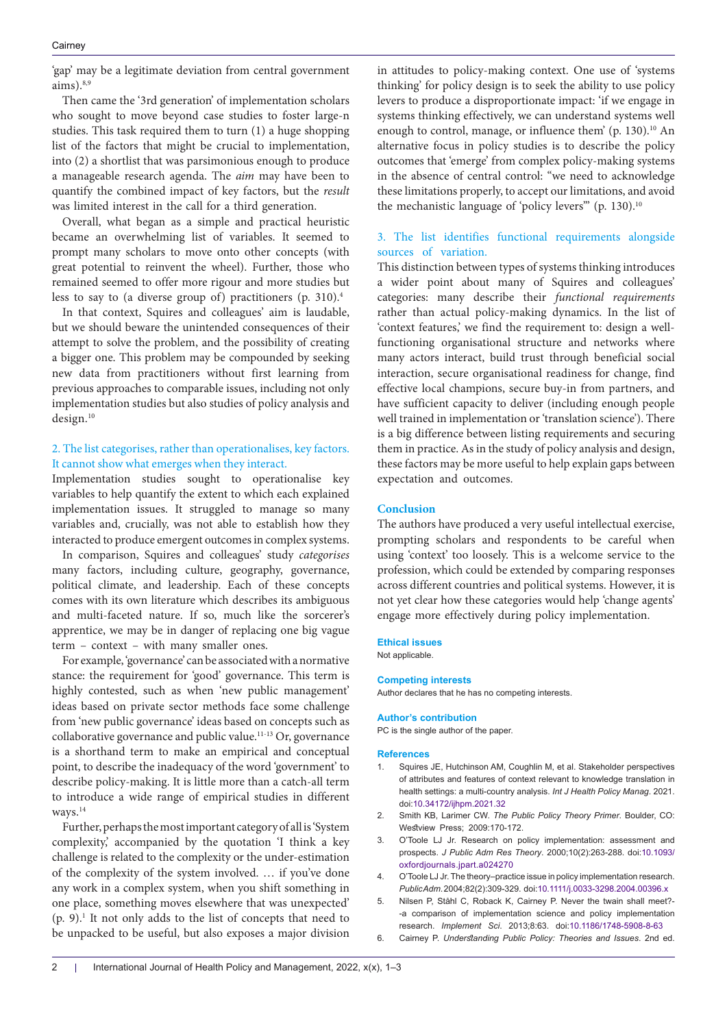'gap' may be a legitimate deviation from central government aims).[8,9]

Then came the '3rd generation' of implementation scholars who sought to move beyond case studies to foster large-n studies. This task required them to turn (1) a huge shopping list of the factors that might be crucial to implementation, into (2) a shortlist that was parsimonious enough to produce a manageable research agenda. The *aim* may have been to quantify the combined impact of key factors, but the *result* was limited interest in the call for a third generation.

Overall, what began as a simple and practical heuristic became an overwhelming list of variables. It seemed to prompt many scholars to move onto other concepts (with great potential to reinvent the wheel). Further, those who remained seemed to offer more rigour and more studies but less to say to (a diverse group of) practitioners (p. 310).[4]

In that context, Squires and colleagues' aim is laudable, but we should beware the unintended consequences of their attempt to solve the problem, and the possibility of creating a bigger one. This problem may be compounded by seeking new data from practitioners without first learning from previous approaches to comparable issues, including not only implementation studies but also studies of policy analysis and design.[10]

## 2. The list categorises, rather than operationalises, key factors. It cannot show what emerges when they interact.

Implementation studies sought to operationalise key variables to help quantify the extent to which each explained implementation issues. It struggled to manage so many variables and, crucially, was not able to establish how they interacted to produce emergent outcomes in complex systems.

In comparison, Squires and colleagues' study *categorises* many factors, including culture, geography, governance, political climate, and leadership. Each of these concepts comes with its own literature which describes its ambiguous and multi-faceted nature. If so, much like the sorcerer's apprentice, we may be in danger of replacing one big vague term – context – with many smaller ones.

For example, 'governance' can be associated with a normative stance: the requirement for 'good' governance. This term is highly contested, such as when 'new public management' ideas based on private sector methods face some challenge from 'new public governance' ideas based on concepts such as collaborative governance and public value.[11-13] Or, governance is a shorthand term to make an empirical and conceptual point, to describe the inadequacy of the word 'government' to describe policy-making. It is little more than a catch-all term to introduce a wide range of empirical studies in different ways.[14]

Further, perhaps the most important category of all is 'System complexity,' accompanied by the quotation 'I think a key challenge is related to the complexity or the under-estimation of the complexity of the system involved. … if you've done any work in a complex system, when you shift something in one place, something moves elsewhere that was unexpected' (p. 9).[1] It not only adds to the list of concepts that need to be unpacked to be useful, but also exposes a major division in attitudes to policy-making context. One use of 'systems thinking' for policy design is to seek the ability to use policy levers to produce a disproportionate impact: 'if we engage in systems thinking effectively, we can understand systems well enough to control, manage, or influence them' (p. 130).[10] An alternative focus in policy studies is to describe the policy outcomes that 'emerge' from complex policy-making systems in the absence of central control: "we need to acknowledge these limitations properly, to accept our limitations, and avoid the mechanistic language of 'policy levers'" (p. 130).[10]

## 3. The list identifies functional requirements alongside sources of variation.

This distinction between types of systems thinking introduces a wider point about many of Squires and colleagues' categories: many describe their *functional requirements* rather than actual policy-making dynamics. In the list of 'context features,' we find the requirement to: design a well-functioning organisational structure and networks where many actors interact, build trust through beneficial social interaction, secure organisational readiness for change, find effective local champions, secure buy-in from partners, and have sufficient capacity to deliver (including enough people well trained in implementation or 'translation science'). There is a big difference between listing requirements and securing them in practice. As in the study of policy analysis and design, these factors may be more useful to help explain gaps between expectation and outcomes.

## Conclusion

The authors have produced a very useful intellectual exercise, prompting scholars and respondents to be careful when using 'context' too loosely. This is a welcome service to the profession, which could be extended by comparing responses across different countries and political systems. However, it is not yet clear how these categories would help 'change agents' engage more effectively during policy implementation.

### Ethical issues

Not applicable.

### Competing interests

Author declares that he has no competing interests.

### Author's contribution

PC is the single author of the paper.

### References

1. Squires JE, Hutchinson AM, Coughlin M, et al. Stakeholder perspectives of attributes and features of context relevant to knowledge translation in health settings: a multi-country analysis. *Int J Health Policy Manag*. 2021. doi:10.34172/ijhpm.2021.32
2. Smith KB, Larimer CW. *The Public Policy Theory Primer*. Boulder, CO: Westview Press; 2009:170-172.
3. O'Toole LJ Jr. Research on policy implementation: assessment and prospects. *J Public Adm Res Theory*. 2000;10(2):263-288. doi:10.1093/oxfordjournals.jpart.a024270
4. O'Toole LJ Jr. The theory–practice issue in policy implementation research. *Public Adm*. 2004;82(2):309-329. doi:10.1111/j.0033-3298.2004.00396.x
5. Nilsen P, Ståhl C, Roback K, Cairney P. Never the twain shall meet?--a comparison of implementation science and policy implementation research. *Implement Sci*. 2013;8:63. doi:10.1186/1748-5908-8-63
6. Cairney P. *Understanding Public Policy: Theories and Issues*. 2nd ed.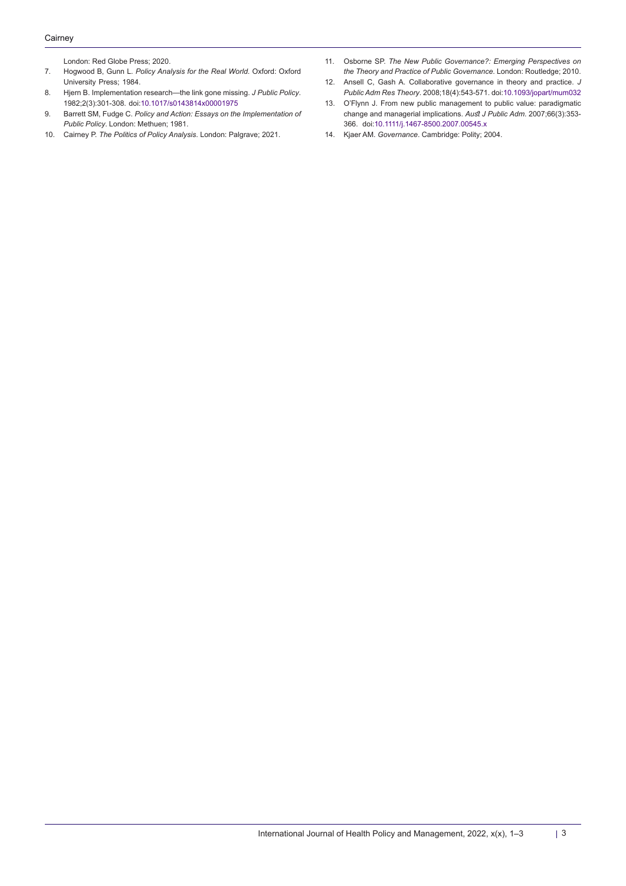London: Red Globe Press; 2020.

7. Hogwood B, Gunn L. *Policy Analysis for the Real World.* Oxford: Oxford University Press; 1984.
8. Hjern B. Implementation research—the link gone missing. *J Public Policy*. 1982;2(3):301-308. doi:10.1017/s0143814x00001975
9. Barrett SM, Fudge C. *Policy and Action: Essays on the Implementation of Public Policy*. London: Methuen; 1981.
10. Cairney P. *The Politics of Policy Analysis*. London: Palgrave; 2021.
11. Osborne SP. *The New Public Governance?: Emerging Perspectives on the Theory and Practice of Public Governance.* London: Routledge; 2010.
12. Ansell C, Gash A. Collaborative governance in theory and practice. *J Public Adm Res Theory*. 2008;18(4):543-571. doi:10.1093/jopart/mum032
13. O'Flynn J. From new public management to public value: paradigmatic change and managerial implications. *Aust J Public Adm*. 2007;66(3):353-366. doi:10.1111/j.1467-8500.2007.00545.x
14. Kjaer AM. *Governance*. Cambridge: Polity; 2004.